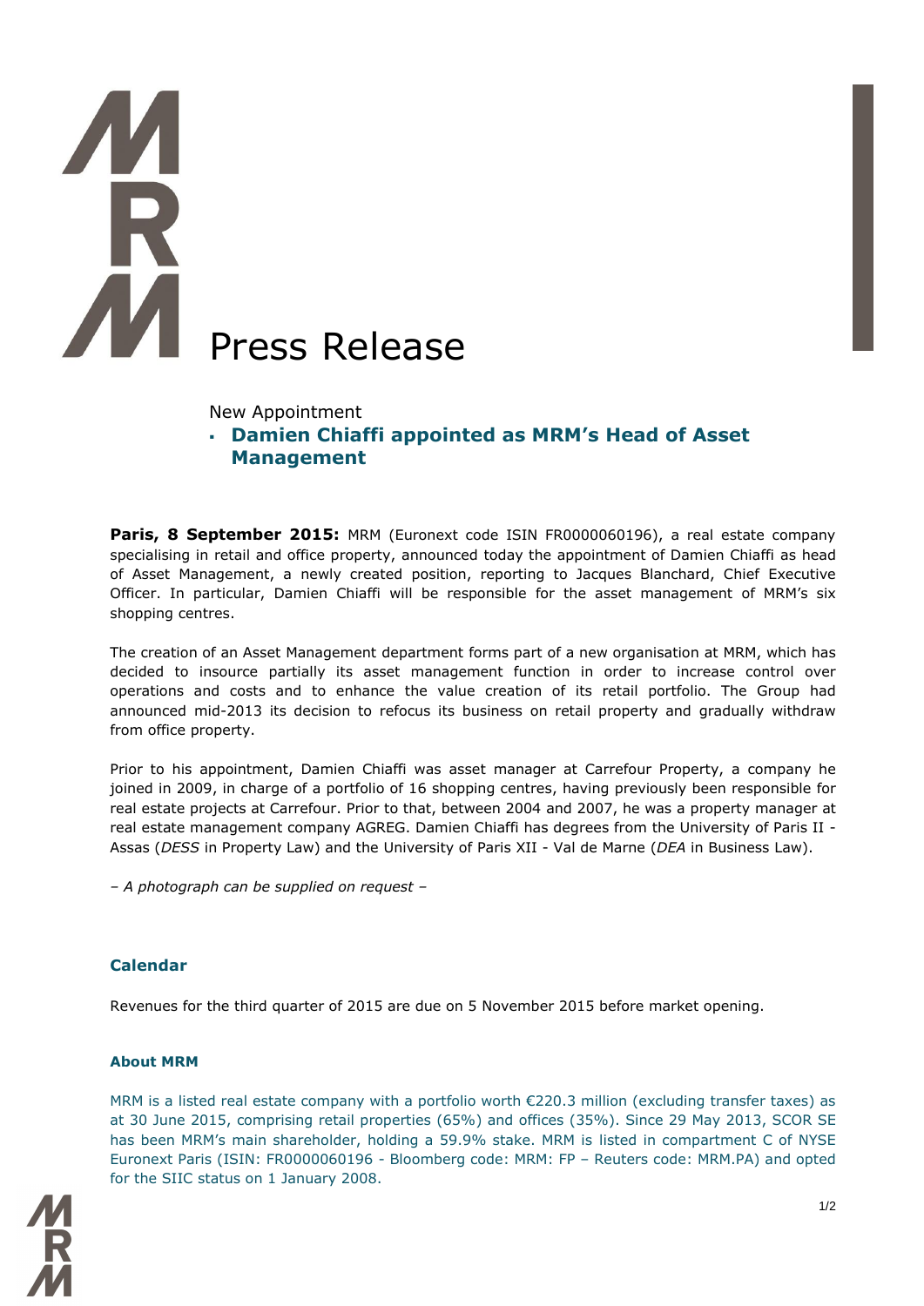# Press Release

New Appointment

- **Damien Chiaffi appointed as MRM's Head of Asset Management**

**Paris, 8 September 2015:** MRM (Euronext code ISIN FR0000060196), a real estate company specialising in retail and office property, announced today the appointment of Damien Chiaffi as head of Asset Management, a newly created position, reporting to Jacques Blanchard, Chief Executive Officer. In particular, Damien Chiaffi will be responsible for the asset management of MRM's six shopping centres.

The creation of an Asset Management department forms part of a new organisation at MRM, which has decided to insource partially its asset management function in order to increase control over operations and costs and to enhance the value creation of its retail portfolio. The Group had announced mid-2013 its decision to refocus its business on retail property and gradually withdraw from office property.

Prior to his appointment, Damien Chiaffi was asset manager at Carrefour Property, a company he joined in 2009, in charge of a portfolio of 16 shopping centres, having previously been responsible for real estate projects at Carrefour. Prior to that, between 2004 and 2007, he was a property manager at real estate management company AGREG. Damien Chiaffi has degrees from the University of Paris II - Assas (*DESS* in Property Law) and the University of Paris XII - Val de Marne (*DEA* in Business Law).

*– A photograph can be supplied on request –*

## Calendar

Revenues for the third quarter of 2015 are due on 5 November 2015 before market opening.

### About MRM

MRM is a listed real estate company with a portfolio worth €220.3 million (excluding transfer taxes) as at 30 June 2015, comprising retail properties (65%) and offices (35%). Since 29 May 2013, SCOR SE has been MRM's main shareholder, holding a 59.9% stake. MRM is listed in compartment C of NYSE Euronext Paris (ISIN: FR0000060196 - Bloomberg code: MRM: FP – Reuters code: MRM.PA) and opted for the SIIC status on 1 January 2008.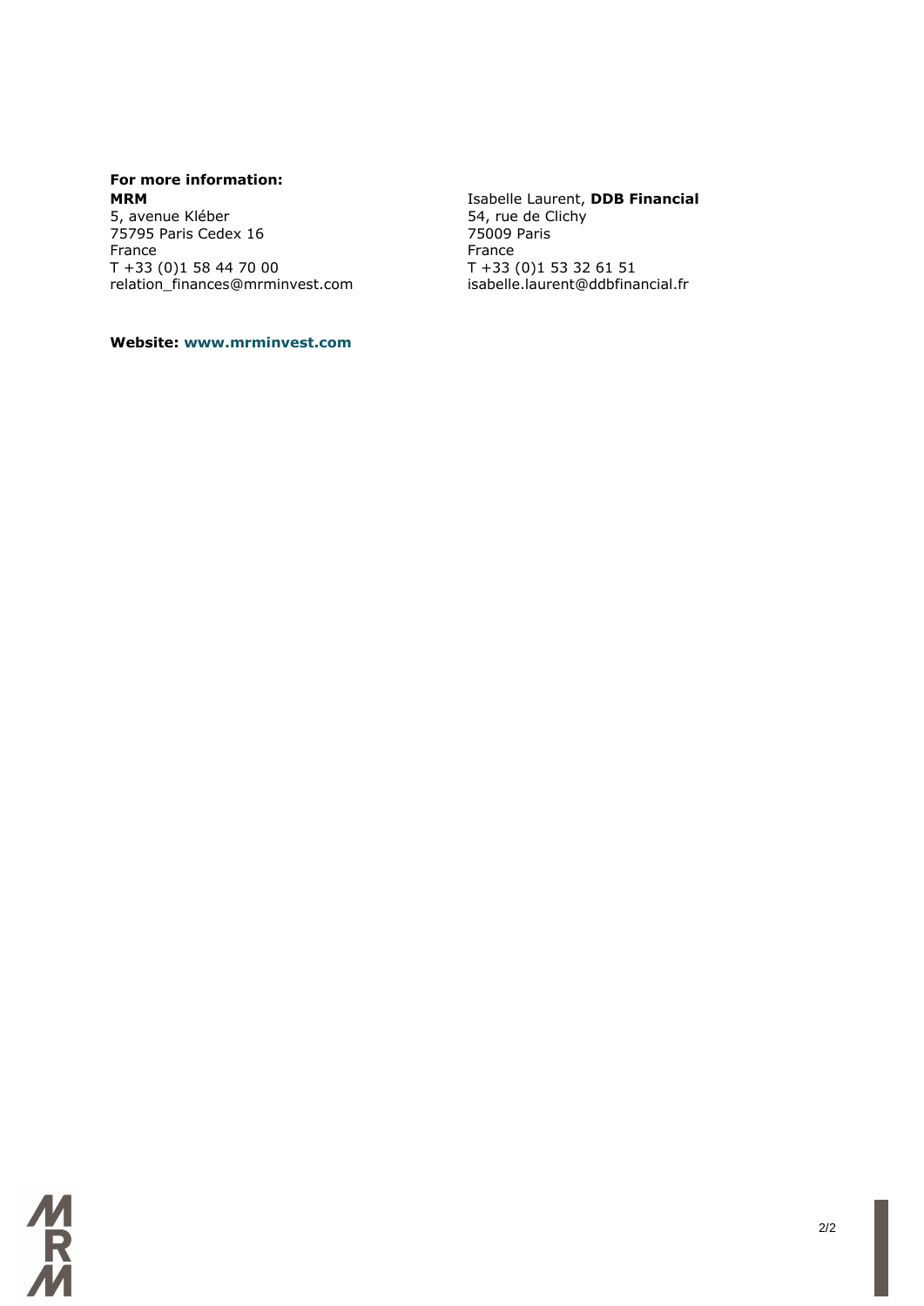**For more information:**

**MRM**
5, avenue Kléber
75795 Paris Cedex 16
France
T +33 (0)1 58 44 70 00
relation_finances@mrminvest.com

Isabelle Laurent, **DDB Financial**
54, rue de Clichy
75009 Paris
France
T +33 (0)1 53 32 61 51
isabelle.laurent@ddbfinancial.fr

**Website: www.mrminvest.com**